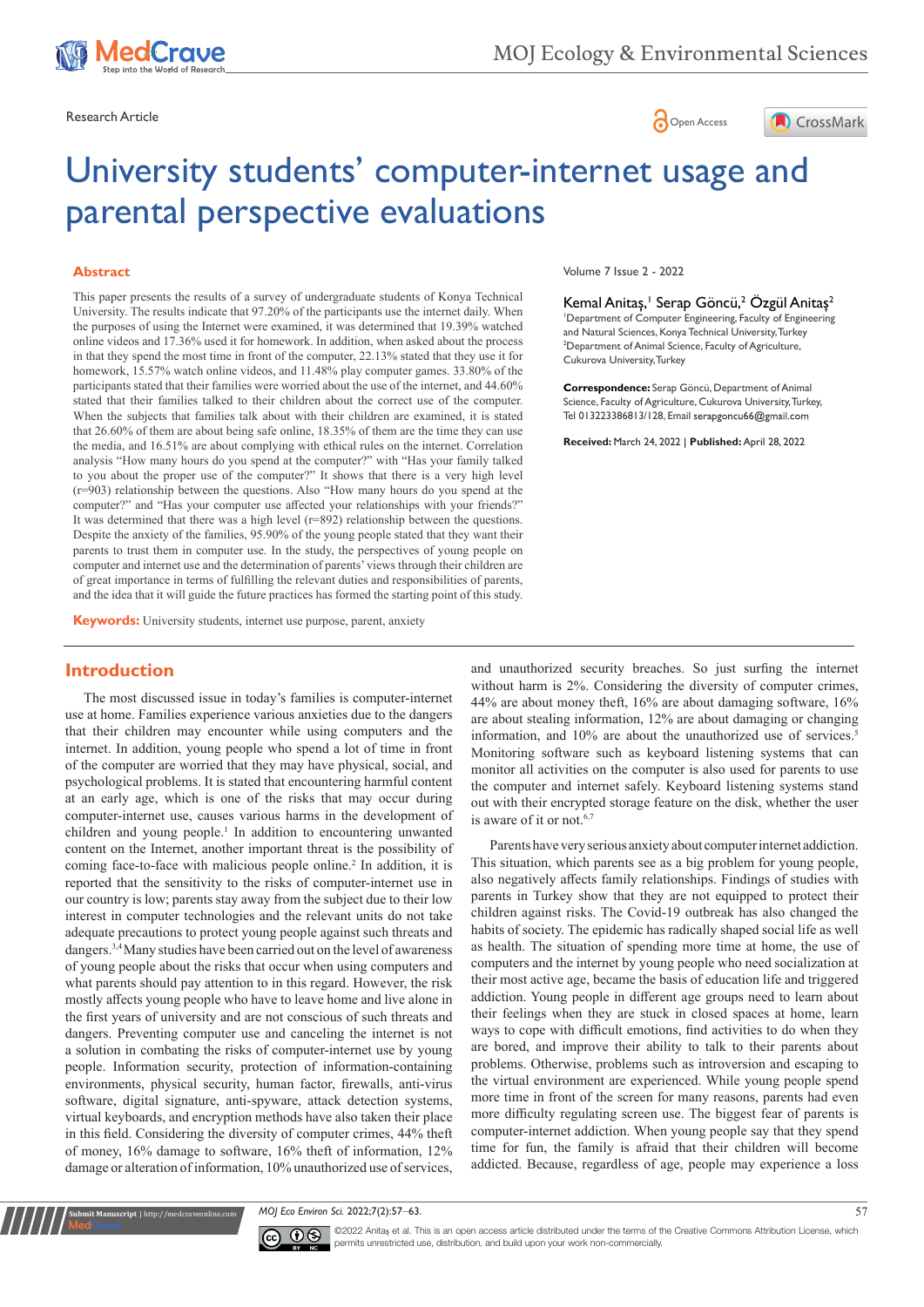Research Article

# University students' computer-internet usage and parental perspective evaluations

Volume 7 Issue 2 - 2022

Kemal Anitaş,[1] Serap Göncü,[2] Özgül Anitaş[2]

[1]Department of Computer Engineering, Faculty of Engineering and Natural Sciences, Konya Technical University, Turkey
[2]Department of Animal Science, Faculty of Agriculture, Cukurova University, Turkey

**Correspondence:** Serap Göncü, Department of Animal Science, Faculty of Agriculture, Cukurova University, Turkey, Tel 013223386813/128, Email serapgoncu66@gmail.com

**Received:** March 24, 2022 | **Published:** April 28, 2022

## Abstract

This paper presents the results of a survey of undergraduate students of Konya Technical University. The results indicate that 97.20% of the participants use the internet daily. When the purposes of using the Internet were examined, it was determined that 19.39% watched online videos and 17.36% used it for homework. In addition, when asked about the process in that they spend the most time in front of the computer, 22.13% stated that they use it for homework, 15.57% watch online videos, and 11.48% play computer games. 33.80% of the participants stated that their families were worried about the use of the internet, and 44.60% stated that their families talked to their children about the correct use of the computer. When the subjects that families talk about with their children are examined, it is stated that 26.60% of them are about being safe online, 18.35% of them are the time they can use the media, and 16.51% are about complying with ethical rules on the internet. Correlation analysis "How many hours do you spend at the computer?" with "Has your family talked to you about the proper use of the computer?" It shows that there is a very high level (r=903) relationship between the questions. Also "How many hours do you spend at the computer?" and "Has your computer use affected your relationships with your friends?" It was determined that there was a high level (r=892) relationship between the questions. Despite the anxiety of the families, 95.90% of the young people stated that they want their parents to trust them in computer use. In the study, the perspectives of young people on computer and internet use and the determination of parents' views through their children are of great importance in terms of fulfilling the relevant duties and responsibilities of parents, and the idea that it will guide the future practices has formed the starting point of this study.

**Keywords:** University students, internet use purpose, parent, anxiety

## Introduction

The most discussed issue in today's families is computer-internet use at home. Families experience various anxieties due to the dangers that their children may encounter while using computers and the internet. In addition, young people who spend a lot of time in front of the computer are worried that they may have physical, social, and psychological problems. It is stated that encountering harmful content at an early age, which is one of the risks that may occur during computer-internet use, causes various harms in the development of children and young people.[1] In addition to encountering unwanted content on the Internet, another important threat is the possibility of coming face-to-face with malicious people online.[2] In addition, it is reported that the sensitivity to the risks of computer-internet use in our country is low; parents stay away from the subject due to their low interest in computer technologies and the relevant units do not take adequate precautions to protect young people against such threats and dangers.[3,4] Many studies have been carried out on the level of awareness of young people about the risks that occur when using computers and what parents should pay attention to in this regard. However, the risk mostly affects young people who have to leave home and live alone in the first years of university and are not conscious of such threats and dangers. Preventing computer use and canceling the internet is not a solution in combating the risks of computer-internet use by young people. Information security, protection of information-containing environments, physical security, human factor, firewalls, anti-virus software, digital signature, anti-spyware, attack detection systems, virtual keyboards, and encryption methods have also taken their place in this field. Considering the diversity of computer crimes, 44% theft of money, 16% damage to software, 16% theft of information, 12% damage or alteration of information, 10% unauthorized use of services, and unauthorized security breaches. So just surfing the internet without harm is 2%. Considering the diversity of computer crimes, 44% are about money theft, 16% are about damaging software, 16% are about stealing information, 12% are about damaging or changing information, and 10% are about the unauthorized use of services.[5] Monitoring software such as keyboard listening systems that can monitor all activities on the computer is also used for parents to use the computer and internet safely. Keyboard listening systems stand out with their encrypted storage feature on the disk, whether the user is aware of it or not.[6,7]

Parents have very serious anxiety about computer internet addiction. This situation, which parents see as a big problem for young people, also negatively affects family relationships. Findings of studies with parents in Turkey show that they are not equipped to protect their children against risks. The Covid-19 outbreak has also changed the habits of society. The epidemic has radically shaped social life as well as health. The situation of spending more time at home, the use of computers and the internet by young people who need socialization at their most active age, became the basis of education life and triggered addiction. Young people in different age groups need to learn about their feelings when they are stuck in closed spaces at home, learn ways to cope with difficult emotions, find activities to do when they are bored, and improve their ability to talk to their parents about problems. Otherwise, problems such as introversion and escaping to the virtual environment are experienced. While young people spend more time in front of the screen for many reasons, parents had even more difficulty regulating screen use. The biggest fear of parents is computer-internet addiction. When young people say that they spend time for fun, the family is afraid that their children will become addicted. Because, regardless of age, people may experience a loss

©2022 Anitaş et al. This is an open access article distributed under the terms of the Creative Commons Attribution License, which permits unrestricted use, distribution, and build upon your work non-commercially.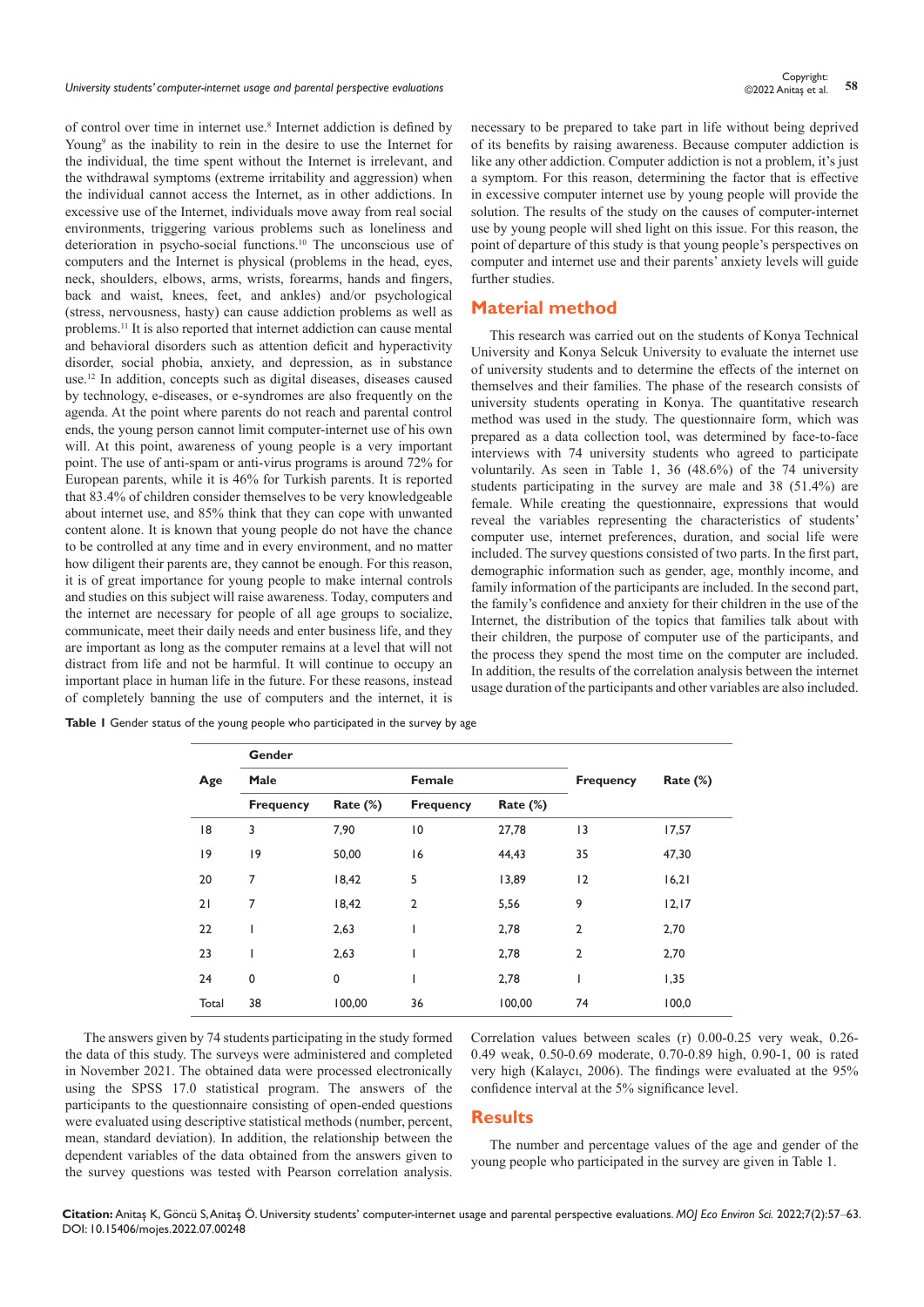of control over time in internet use.[8] Internet addiction is defined by Young[9] as the inability to rein in the desire to use the Internet for the individual, the time spent without the Internet is irrelevant, and the withdrawal symptoms (extreme irritability and aggression) when the individual cannot access the Internet, as in other addictions. In excessive use of the Internet, individuals move away from real social environments, triggering various problems such as loneliness and deterioration in psycho-social functions.[10] The unconscious use of computers and the Internet is physical (problems in the head, eyes, neck, shoulders, elbows, arms, wrists, forearms, hands and fingers, back and waist, knees, feet, and ankles) and/or psychological (stress, nervousness, hasty) can cause addiction problems as well as problems.[11] It is also reported that internet addiction can cause mental and behavioral disorders such as attention deficit and hyperactivity disorder, social phobia, anxiety, and depression, as in substance use.[12] In addition, concepts such as digital diseases, diseases caused by technology, e-diseases, or e-syndromes are also frequently on the agenda. At the point where parents do not reach and parental control ends, the young person cannot limit computer-internet use of his own will. At this point, awareness of young people is a very important point. The use of anti-spam or anti-virus programs is around 72% for European parents, while it is 46% for Turkish parents. It is reported that 83.4% of children consider themselves to be very knowledgeable about internet use, and 85% think that they can cope with unwanted content alone. It is known that young people do not have the chance to be controlled at any time and in every environment, and no matter how diligent their parents are, they cannot be enough. For this reason, it is of great importance for young people to make internal controls and studies on this subject will raise awareness. Today, computers and the internet are necessary for people of all age groups to socialize, communicate, meet their daily needs and enter business life, and they are important as long as the computer remains at a level that will not distract from life and not be harmful. It will continue to occupy an important place in human life in the future. For these reasons, instead of completely banning the use of computers and the internet, it is necessary to be prepared to take part in life without being deprived of its benefits by raising awareness. Because computer addiction is like any other addiction. Computer addiction is not a problem, it's just a symptom. For this reason, determining the factor that is effective in excessive computer internet use by young people will provide the solution. The results of the study on the causes of computer-internet use by young people will shed light on this issue. For this reason, the point of departure of this study is that young people's perspectives on computer and internet use and their parents' anxiety levels will guide further studies.

## Material method

This research was carried out on the students of Konya Technical University and Konya Selcuk University to evaluate the internet use of university students and to determine the effects of the internet on themselves and their families. The phase of the research consists of university students operating in Konya. The quantitative research method was used in the study. The questionnaire form, which was prepared as a data collection tool, was determined by face-to-face interviews with 74 university students who agreed to participate voluntarily. As seen in Table 1, 36 (48.6%) of the 74 university students participating in the survey are male and 38 (51.4%) are female. While creating the questionnaire, expressions that would reveal the variables representing the characteristics of students' computer use, internet preferences, duration, and social life were included. The survey questions consisted of two parts. In the first part, demographic information such as gender, age, monthly income, and family information of the participants are included. In the second part, the family's confidence and anxiety for their children in the use of the Internet, the distribution of the topics that families talk about with their children, the purpose of computer use of the participants, and the process they spend the most time on the computer are included. In addition, the results of the correlation analysis between the internet usage duration of the participants and other variables are also included.

**Table 1** Gender status of the young people who participated in the survey by age

| Age | Gender | | | | Frequency | Rate (%) |
|---|---|---|---|---|---|---|
| | Male | | Female | | | |
| | Frequency | Rate (%) | Frequency | Rate (%) | | |
| 18 | 3 | 7,90 | 10 | 27,78 | 13 | 17,57 |
| 19 | 19 | 50,00 | 16 | 44,43 | 35 | 47,30 |
| 20 | 7 | 18,42 | 5 | 13,89 | 12 | 16,21 |
| 21 | 7 | 18,42 | 2 | 5,56 | 9 | 12,17 |
| 22 | 1 | 2,63 | 1 | 2,78 | 2 | 2,70 |
| 23 | 1 | 2,63 | 1 | 2,78 | 2 | 2,70 |
| 24 | 0 | 0 | 1 | 2,78 | 1 | 1,35 |
| Total | 38 | 100,00 | 36 | 100,00 | 74 | 100,0 |

The answers given by 74 students participating in the study formed the data of this study. The surveys were administered and completed in November 2021. The obtained data were processed electronically using the SPSS 17.0 statistical program. The answers of the participants to the questionnaire consisting of open-ended questions were evaluated using descriptive statistical methods (number, percent, mean, standard deviation). In addition, the relationship between the dependent variables of the data obtained from the answers given to the survey questions was tested with Pearson correlation analysis. Correlation values between scales (r) 0.00-0.25 very weak, 0.26-0.49 weak, 0.50-0.69 moderate, 0.70-0.89 high, 0.90-1, 00 is rated very high (Kalaycı, 2006). The findings were evaluated at the 95% confidence interval at the 5% significance level.

## Results

The number and percentage values of the age and gender of the young people who participated in the survey are given in Table 1.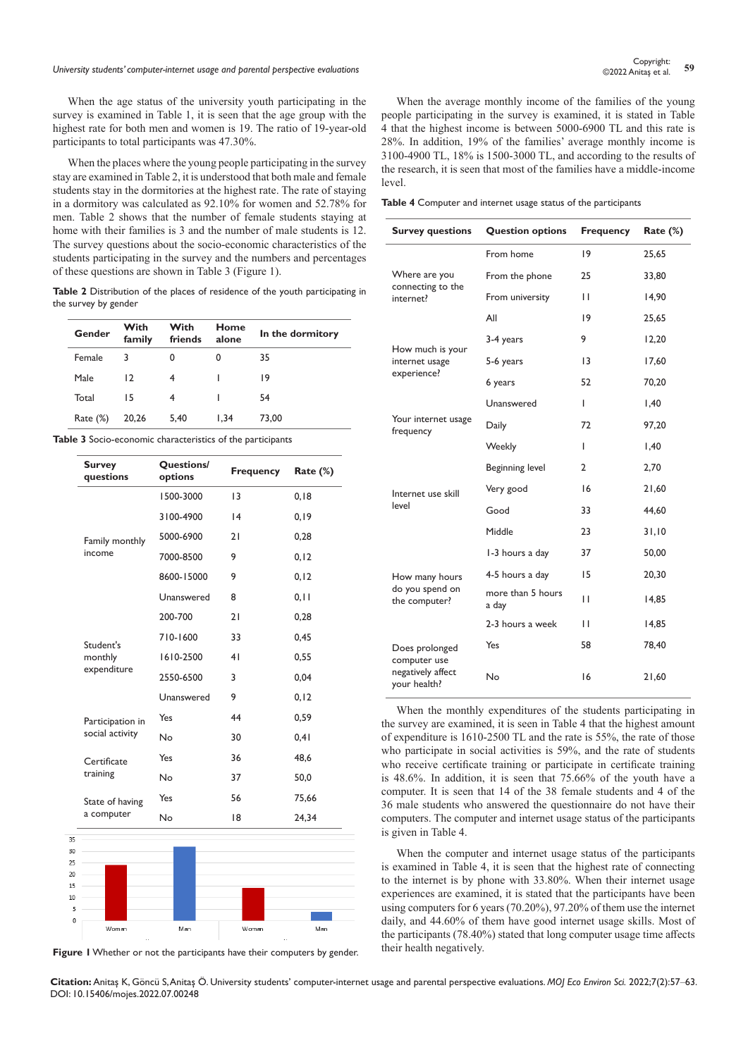When the age status of the university youth participating in the survey is examined in Table 1, it is seen that the age group with the highest rate for both men and women is 19. The ratio of 19-year-old participants to total participants was 47.30%.

When the places where the young people participating in the survey stay are examined in Table 2, it is understood that both male and female students stay in the dormitories at the highest rate. The rate of staying in a dormitory was calculated as 92.10% for women and 52.78% for men. Table 2 shows that the number of female students staying at home with their families is 3 and the number of male students is 12. The survey questions about the socio-economic characteristics of the students participating in the survey and the numbers and percentages of these questions are shown in Table 3 (Figure 1).

**Table 2** Distribution of the places of residence of the youth participating in the survey by gender

| Gender | With family | With friends | Home alone | In the dormitory |
|---|---|---|---|---|
| Female | 3 | 0 | 0 | 35 |
| Male | 12 | 4 | 1 | 19 |
| Total | 15 | 4 | 1 | 54 |
| Rate (%) | 20,26 | 5,40 | 1,34 | 73,00 |

**Table 3** Socio-economic characteristics of the participants

| Survey questions | Questions/ options | Frequency | Rate (%) |
|---|---|---|---|
| Family monthly income | 1500-3000 | 13 | 0,18 |
| | 3100-4900 | 14 | 0,19 |
| | 5000-6900 | 21 | 0,28 |
| | 7000-8500 | 9 | 0,12 |
| | 8600-15000 | 9 | 0,12 |
| | Unanswered | 8 | 0,11 |
| Student's monthly expenditure | 200-700 | 21 | 0,28 |
| | 710-1600 | 33 | 0,45 |
| | 1610-2500 | 41 | 0,55 |
| | 2550-6500 | 3 | 0,04 |
| | Unanswered | 9 | 0,12 |
| Participation in social activity | Yes | 44 | 0,59 |
| | No | 30 | 0,41 |
| Certificate training | Yes | 36 | 48,6 |
| | No | 37 | 50,0 |
| State of having a computer | Yes | 56 | 75,66 |
| | No | 18 | 24,34 |

**Figure 1** Whether or not the participants have their computers by gender.

When the average monthly income of the families of the young people participating in the survey is examined, it is stated in Table 4 that the highest income is between 5000-6900 TL and this rate is 28%. In addition, 19% of the families' average monthly income is 3100-4900 TL, 18% is 1500-3000 TL, and according to the results of the research, it is seen that most of the families have a middle-income level.

**Table 4** Computer and internet usage status of the participants

| Survey questions | Question options | Frequency | Rate (%) |
|---|---|---|---|
| Where are you connecting to the internet? | From home | 19 | 25,65 |
| | From the phone | 25 | 33,80 |
| | From university | 11 | 14,90 |
| | All | 19 | 25,65 |
| How much is your internet usage experience? | 3-4 years | 9 | 12,20 |
| | 5-6 years | 13 | 17,60 |
| | 6 years | 52 | 70,20 |
| Your internet usage frequency | Unanswered | 1 | 1,40 |
| | Daily | 72 | 97,20 |
| | Weekly | 1 | 1,40 |
| Internet use skill level | Beginning level | 2 | 2,70 |
| | Very good | 16 | 21,60 |
| | Good | 33 | 44,60 |
| | Middle | 23 | 31,10 |
| How many hours do you spend on the computer? | 1-3 hours a day | 37 | 50,00 |
| | 4-5 hours a day | 15 | 20,30 |
| | more than 5 hours a day | 11 | 14,85 |
| | 2-3 hours a week | 11 | 14,85 |
| Does prolonged computer use negatively affect your health? | Yes | 58 | 78,40 |
| | No | 16 | 21,60 |

When the monthly expenditures of the students participating in the survey are examined, it is seen in Table 4 that the highest amount of expenditure is 1610-2500 TL and the rate is 55%, the rate of those who participate in social activities is 59%, and the rate of students who receive certificate training or participate in certificate training is 48.6%. In addition, it is seen that 75.66% of the youth have a computer. It is seen that 14 of the 38 female students and 4 of the 36 male students who answered the questionnaire do not have their computers. The computer and internet usage status of the participants is given in Table 4.

When the computer and internet usage status of the participants is examined in Table 4, it is seen that the highest rate of connecting to the internet is by phone with 33.80%. When their internet usage experiences are examined, it is stated that the participants have been using computers for 6 years (70.20%), 97.20% of them use the internet daily, and 44.60% of them have good internet usage skills. Most of the participants (78.40%) stated that long computer usage time affects their health negatively.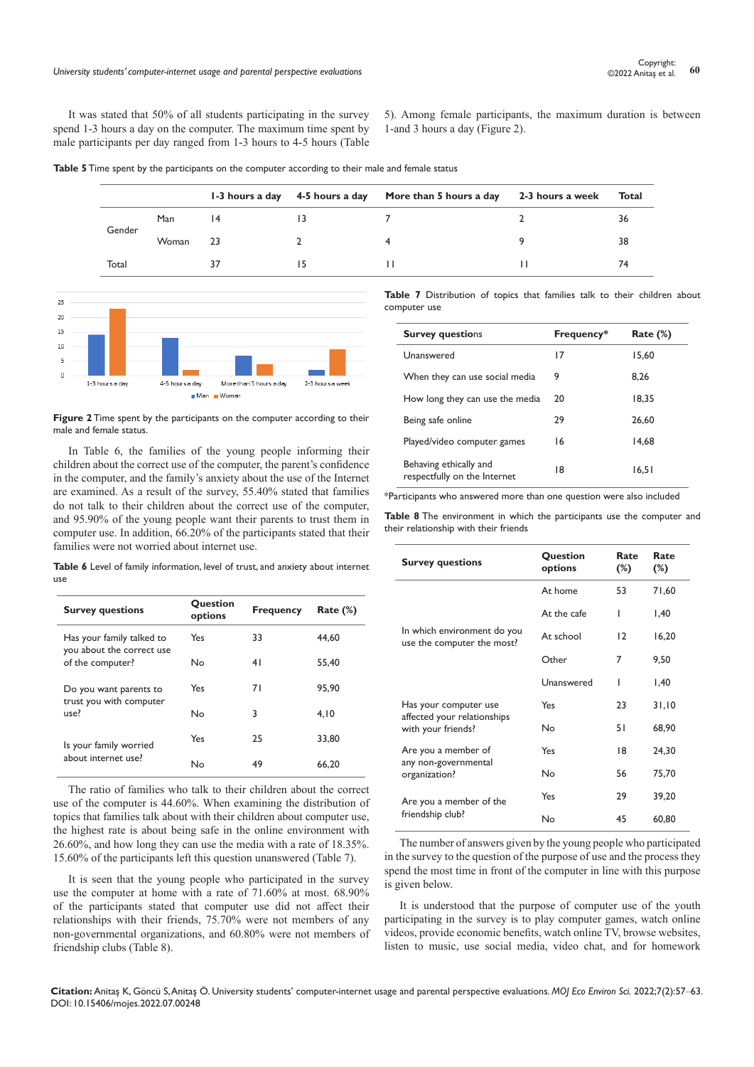It was stated that 50% of all students participating in the survey spend 1-3 hours a day on the computer. The maximum time spent by male participants per day ranged from 1-3 hours to 4-5 hours (Table 5). Among female participants, the maximum duration is between 1-and 3 hours a day (Figure 2).

**Table 5** Time spent by the participants on the computer according to their male and female status

| | | 1-3 hours a day | 4-5 hours a day | More than 5 hours a day | 2-3 hours a week | Total |
|---|---|---|---|---|---|---|
| Gender | Man | 14 | 13 | 7 | 2 | 36 |
| | Woman | 23 | 2 | 4 | 9 | 38 |
| Total | | 37 | 15 | 11 | 11 | 74 |

**Figure 2** Time spent by the participants on the computer according to their male and female status.

In Table 6, the families of the young people informing their children about the correct use of the computer, the parent's confidence in the computer, and the family's anxiety about the use of the Internet are examined. As a result of the survey, 55.40% stated that families do not talk to their children about the correct use of the computer, and 95.90% of the young people want their parents to trust them in computer use. In addition, 66.20% of the participants stated that their families were not worried about internet use.

**Table 6** Level of family information, level of trust, and anxiety about internet use

| Survey questions | Question options | Frequency | Rate (%) |
|---|---|---|---|
| Has your family talked to you about the correct use of the computer? | Yes | 33 | 44,60 |
| | No | 41 | 55,40 |
| Do you want parents to trust you with computer use? | Yes | 71 | 95,90 |
| | No | 3 | 4,10 |
| Is your family worried about internet use? | Yes | 25 | 33,80 |
| | No | 49 | 66,20 |

The ratio of families who talk to their children about the correct use of the computer is 44.60%. When examining the distribution of topics that families talk about with their children about computer use, the highest rate is about being safe in the online environment with 26.60%, and how long they can use the media with a rate of 18.35%. 15.60% of the participants left this question unanswered (Table 7).

It is seen that the young people who participated in the survey use the computer at home with a rate of 71.60% at most. 68.90% of the participants stated that computer use did not affect their relationships with their friends, 75.70% were not members of any non-governmental organizations, and 60.80% were not members of friendship clubs (Table 8).

**Table 7** Distribution of topics that families talk to their children about computer use

| Survey questions | Frequency* | Rate (%) |
|---|---|---|
| Unanswered | 17 | 15,60 |
| When they can use social media | 9 | 8,26 |
| How long they can use the media | 20 | 18,35 |
| Being safe online | 29 | 26,60 |
| Played/video computer games | 16 | 14,68 |
| Behaving ethically and respectfully on the Internet | 18 | 16,51 |

*Participants who answered more than one question were also included

**Table 8** The environment in which the participants use the computer and their relationship with their friends

| Survey questions | Question options | Rate (%) | Rate (%) |
|---|---|---|---|
| In which environment do you use the computer the most? | At home | 53 | 71,60 |
| | At the cafe | 1 | 1,40 |
| | At school | 12 | 16,20 |
| | Other | 7 | 9,50 |
| | Unanswered | 1 | 1,40 |
| Has your computer use affected your relationships with your friends? | Yes | 23 | 31,10 |
| | No | 51 | 68,90 |
| Are you a member of any non-governmental organization? | Yes | 18 | 24,30 |
| | No | 56 | 75,70 |
| Are you a member of the friendship club? | Yes | 29 | 39,20 |
| | No | 45 | 60,80 |

The number of answers given by the young people who participated in the survey to the question of the purpose of use and the process they spend the most time in front of the computer in line with this purpose is given below.

It is understood that the purpose of computer use of the youth participating in the survey is to play computer games, watch online videos, provide economic benefits, watch online TV, browse websites, listen to music, use social media, video chat, and for homework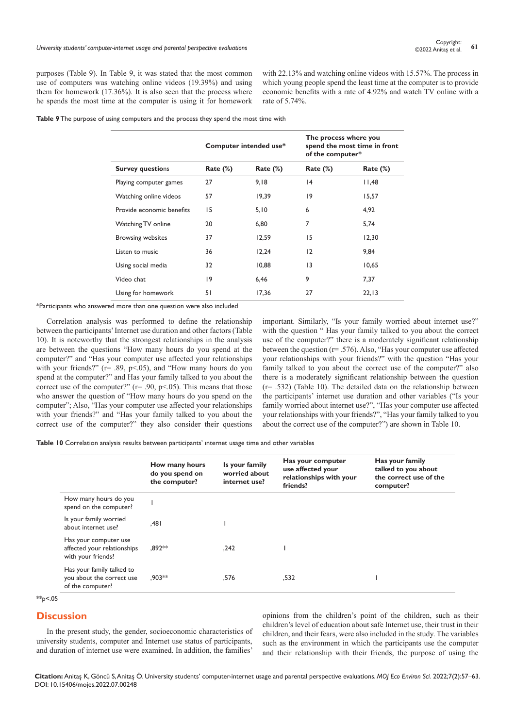purposes (Table 9). In Table 9, it was stated that the most common use of computers was watching online videos (19.39%) and using them for homework (17.36%). It is also seen that the process where he spends the most time at the computer is using it for homework with 22.13% and watching online videos with 15.57%. The process in which young people spend the least time at the computer is to provide economic benefits with a rate of 4.92% and watch TV online with a rate of 5.74%.

**Table 9** The purpose of using computers and the process they spend the most time with

| | Computer intended use* | | The process where you spend the most time in front of the computer* | |
|---|---|---|---|---|
| **Survey questions** | **Rate (%)** | **Rate (%)** | **Rate (%)** | **Rate (%)** |
| Playing computer games | 27 | 9,18 | 14 | 11,48 |
| Watching online videos | 57 | 19,39 | 19 | 15,57 |
| Provide economic benefits | 15 | 5,10 | 6 | 4,92 |
| Watching TV online | 20 | 6,80 | 7 | 5,74 |
| Browsing websites | 37 | 12,59 | 15 | 12,30 |
| Listen to music | 36 | 12,24 | 12 | 9,84 |
| Using social media | 32 | 10,88 | 13 | 10,65 |
| Video chat | 19 | 6,46 | 9 | 7,37 |
| Using for homework | 51 | 17,36 | 27 | 22,13 |

*Participants who answered more than one question were also included

Correlation analysis was performed to define the relationship between the participants' Internet use duration and other factors (Table 10). It is noteworthy that the strongest relationships in the analysis are between the questions "How many hours do you spend at the computer?" and "Has your computer use affected your relationships with your friends?" ($r = .89$, $p < .05$), and "How many hours do you spend at the computer?" and Has your family talked to you about the correct use of the computer?" ($r = .90$, $p < .05$). This means that those who answer the question of "How many hours do you spend on the computer"; Also, "Has your computer use affected your relationships with your friends?" and "Has your family talked to you about the correct use of the computer?" they also consider their questions important. Similarly, "Is your family worried about internet use?" with the question " Has your family talked to you about the correct use of the computer?" there is a moderately significant relationship between the question ($r = .576$). Also, "Has your computer use affected your relationships with your friends?" with the question "Has your family talked to you about the correct use of the computer?" also there is a moderately significant relationship between the question ($r = .532$) (Table 10). The detailed data on the relationship between the participants' internet use duration and other variables ("Is your family worried about internet use?", "Has your computer use affected your relationships with your friends?", "Has your family talked to you about the correct use of the computer?") are shown in Table 10.

**Table 10** Correlation analysis results between participants' ınternet usage time and other variables

| | How many hours do you spend on the computer? | Is your family worried about internet use? | Has your computer use affected your relationships with your friends? | Has your family talked to you about the correct use of the computer? |
|---|---|---|---|---|
| How many hours do you spend on the computer? | 1 | | | |
| Is your family worried about internet use? | ,481 | 1 | | |
| Has your computer use affected your relationships with your friends? | ,892** | ,242 | 1 | |
| Has your family talked to you about the correct use of the computer? | ,903** | ,576 | ,532 | 1 |

**p<.05

## Discussion

In the present study, the gender, socioeconomic characteristics of university students, computer and Internet use status of participants, and duration of internet use were examined. In addition, the families' opinions from the children's point of the children, such as their children's level of education about safe Internet use, their trust in their children, and their fears, were also included in the study. The variables such as the environment in which the participants use the computer and their relationship with their friends, the purpose of using the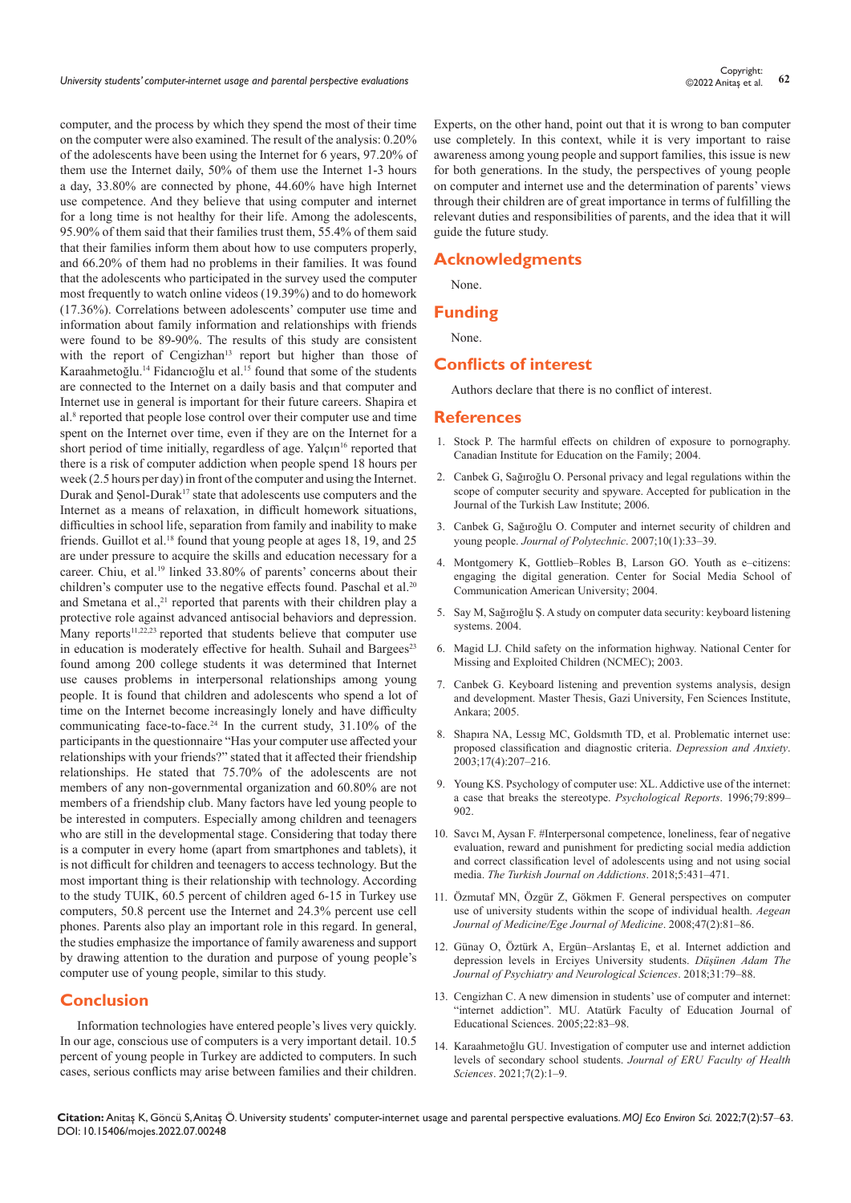computer, and the process by which they spend the most of their time on the computer were also examined. The result of the analysis: 0.20% of the adolescents have been using the Internet for 6 years, 97.20% of them use the Internet daily, 50% of them use the Internet 1-3 hours a day, 33.80% are connected by phone, 44.60% have high Internet use competence. And they believe that using computer and internet for a long time is not healthy for their life. Among the adolescents, 95.90% of them said that their families trust them, 55.4% of them said that their families inform them about how to use computers properly, and 66.20% of them had no problems in their families. It was found that the adolescents who participated in the survey used the computer most frequently to watch online videos (19.39%) and to do homework (17.36%). Correlations between adolescents' computer use time and information about family information and relationships with friends were found to be 89-90%. The results of this study are consistent with the report of Cengizhan[13] report but higher than those of Karaahmetoğlu.[14] Fidancıoğlu et al.[15] found that some of the students are connected to the Internet on a daily basis and that computer and Internet use in general is important for their future careers. Shapira et al.[8] reported that people lose control over their computer use and time spent on the Internet over time, even if they are on the Internet for a short period of time initially, regardless of age. Yalçın[16] reported that there is a risk of computer addiction when people spend 18 hours per week (2.5 hours per day) in front of the computer and using the Internet. Durak and Şenol-Durak[17] state that adolescents use computers and the Internet as a means of relaxation, in difficult homework situations, difficulties in school life, separation from family and inability to make friends. Guillot et al.[18] found that young people at ages 18, 19, and 25 are under pressure to acquire the skills and education necessary for a career. Chiu, et al.[19] linked 33.80% of parents' concerns about their children's computer use to the negative effects found. Paschal et al.[20] and Smetana et al.,[21] reported that parents with their children play a protective role against advanced antisocial behaviors and depression. Many reports[11,22,23] reported that students believe that computer use in education is moderately effective for health. Suhail and Bargees[23] found among 200 college students it was determined that Internet use causes problems in interpersonal relationships among young people. It is found that children and adolescents who spend a lot of time on the Internet become increasingly lonely and have difficulty communicating face-to-face.[24] In the current study, 31.10% of the participants in the questionnaire "Has your computer use affected your relationships with your friends?" stated that it affected their friendship relationships. He stated that 75.70% of the adolescents are not members of any non-governmental organization and 60.80% are not members of a friendship club. Many factors have led young people to be interested in computers. Especially among children and teenagers who are still in the developmental stage. Considering that today there is a computer in every home (apart from smartphones and tablets), it is not difficult for children and teenagers to access technology. But the most important thing is their relationship with technology. According to the study TUIK, 60.5 percent of children aged 6-15 in Turkey use computers, 50.8 percent use the Internet and 24.3% percent use cell phones. Parents also play an important role in this regard. In general, the studies emphasize the importance of family awareness and support by drawing attention to the duration and purpose of young people's computer use of young people, similar to this study.

## Conclusion

Information technologies have entered people's lives very quickly. In our age, conscious use of computers is a very important detail. 10.5 percent of young people in Turkey are addicted to computers. In such cases, serious conflicts may arise between families and their children. Experts, on the other hand, point out that it is wrong to ban computer use completely. In this context, while it is very important to raise awareness among young people and support families, this issue is new for both generations. In the study, the perspectives of young people on computer and internet use and the determination of parents' views through their children are of great importance in terms of fulfilling the relevant duties and responsibilities of parents, and the idea that it will guide the future study.

## Acknowledgments

None.

## Funding

None.

## Conflicts of interest

Authors declare that there is no conflict of interest.

## References

1. Stock P. The harmful effects on children of exposure to pornography. Canadian Institute for Education on the Family; 2004.
2. Canbek G, Sağıroğlu O. Personal privacy and legal regulations within the scope of computer security and spyware. Accepted for publication in the Journal of the Turkish Law Institute; 2006.
3. Canbek G, Sağıroğlu O. Computer and internet security of children and young people. *Journal of Polytechnic*. 2007;10(1):33–39.
4. Montgomery K, Gottlieb–Robles B, Larson GO. Youth as e–citizens: engaging the digital generation. Center for Social Media School of Communication American University; 2004.
5. Say M, Sağıroğlu Ş. A study on computer data security: keyboard listening systems. 2004.
6. Magid LJ. Child safety on the information highway. National Center for Missing and Exploited Children (NCMEC); 2003.
7. Canbek G. Keyboard listening and prevention systems analysis, design and development. Master Thesis, Gazi University, Fen Sciences Institute, Ankara; 2005.
8. Shapıra NA, Lessıg MC, Goldsmıth TD, et al. Problematic internet use: proposed classification and diagnostic criteria. *Depression and Anxiety*. 2003;17(4):207–216.
9. Young KS. Psychology of computer use: XL. Addictive use of the internet: a case that breaks the stereotype. *Psychological Reports*. 1996;79:899–902.
10. Savcı M, Aysan F. #Interpersonal competence, loneliness, fear of negative evaluation, reward and punishment for predicting social media addiction and correct classification level of adolescents using and not using social media. *The Turkish Journal on Addictions*. 2018;5:431–471.
11. Özmutaf MN, Özgür Z, Gökmen F. General perspectives on computer use of university students within the scope of individual health. *Aegean Journal of Medicine/Ege Journal of Medicine*. 2008;47(2):81–86.
12. Günay O, Öztürk A, Ergün–Arslantaş E, et al. Internet addiction and depression levels in Erciyes University students. *Düşünen Adam The Journal of Psychiatry and Neurological Sciences*. 2018;31:79–88.
13. Cengizhan C. A new dimension in students' use of computer and internet: "internet addiction". MU. Atatürk Faculty of Education Journal of Educational Sciences. 2005;22:83–98.
14. Karaahmetoğlu GU. Investigation of computer use and internet addiction levels of secondary school students. *Journal of ERU Faculty of Health Sciences*. 2021;7(2):1–9.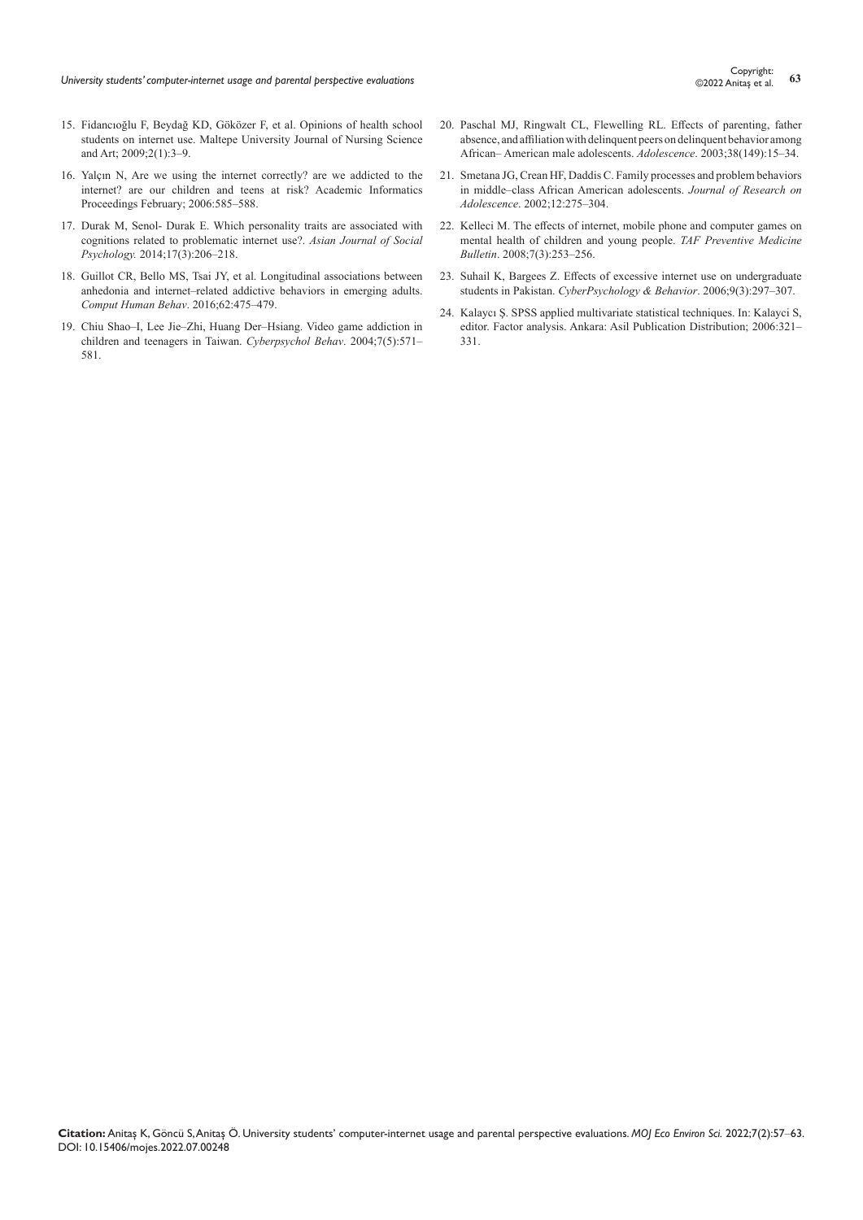15. Fidancıoğlu F, Beydağ KD, Gököze F, et al. Opinions of health school students on internet use. Maltepe University Journal of Nursing Science and Art; 2009;2(1):3–9.
16. Yalçın N, Are we using the internet correctly? are we addicted to the internet? are our children and teens at risk? Academic Informatics Proceedings February; 2006:585–588.
17. Durak M, Senol- Durak E. Which personality traits are associated with cognitions related to problematic internet use?. *Asian Journal of Social Psychology.* 2014;17(3):206–218.
18. Guillot CR, Bello MS, Tsai JY, et al. Longitudinal associations between anhedonia and internet–related addictive behaviors in emerging adults. *Comput Human Behav*. 2016;62:475–479.
19. Chiu Shao–I, Lee Jie–Zhi, Huang Der–Hsiang. Video game addiction in children and teenagers in Taiwan. *Cyberpsychol Behav*. 2004;7(5):571–581.
20. Paschal MJ, Ringwalt CL, Flewelling RL. Effects of parenting, father absence, and affiliation with delinquent peers on delinquent behavior among African– American male adolescents. *Adolescence*. 2003;38(149):15–34.
21. Smetana JG, Crean HF, Daddis C. Family processes and problem behaviors in middle–class African American adolescents. *Journal of Research on Adolescence*. 2002;12:275–304.
22. Kelleci M. The effects of internet, mobile phone and computer games on mental health of children and young people. *TAF Preventive Medicine Bulletin*. 2008;7(3):253–256.
23. Suhail K, Bargees Z. Effects of excessive internet use on undergraduate students in Pakistan. *CyberPsychology & Behavior*. 2006;9(3):297–307.
24. Kalaycı Ş. SPSS applied multivariate statistical techniques. In: Kalayci S, editor. Factor analysis. Ankara: Asil Publication Distribution; 2006:321–331.